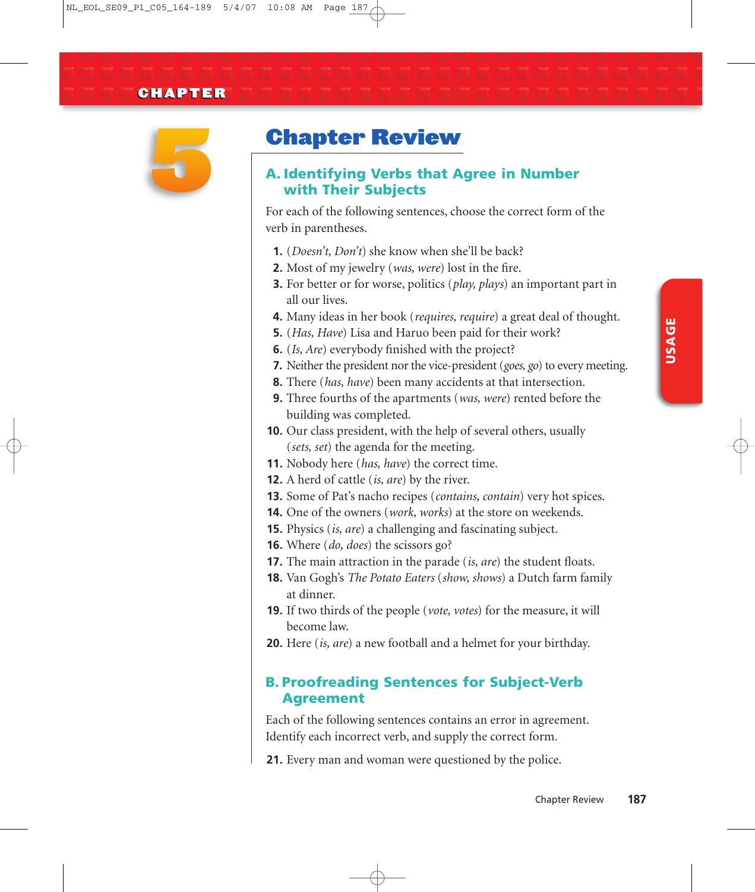CHAPTER 5

# Chapter Review

## A. Identifying Verbs that Agree in Number with Their Subjects

For each of the following sentences, choose the correct form of the verb in parentheses.

1. (*Doesn't, Don't*) she know when she'll be back?
2. Most of my jewelry (*was, were*) lost in the fire.
3. For better or for worse, politics (*play, plays*) an important part in all our lives.
4. Many ideas in her book (*requires, require*) a great deal of thought.
5. (*Has, Have*) Lisa and Haruo been paid for their work?
6. (*Is, Are*) everybody finished with the project?
7. Neither the president nor the vice-president (*goes, go*) to every meeting.
8. There (*has, have*) been many accidents at that intersection.
9. Three fourths of the apartments (*was, were*) rented before the building was completed.
10. Our class president, with the help of several others, usually (*sets, set*) the agenda for the meeting.
11. Nobody here (*has, have*) the correct time.
12. A herd of cattle (*is, are*) by the river.
13. Some of Pat's nacho recipes (*contains, contain*) very hot spices.
14. One of the owners (*work, works*) at the store on weekends.
15. Physics (*is, are*) a challenging and fascinating subject.
16. Where (*do, does*) the scissors go?
17. The main attraction in the parade (*is, are*) the student floats.
18. Van Gogh's *The Potato Eaters* (*show, shows*) a Dutch farm family at dinner.
19. If two thirds of the people (*vote, votes*) for the measure, it will become law.
20. Here (*is, are*) a new football and a helmet for your birthday.

## B. Proofreading Sentences for Subject-Verb Agreement

Each of the following sentences contains an error in agreement. Identify each incorrect verb, and supply the correct form.

21. Every man and woman were questioned by the police.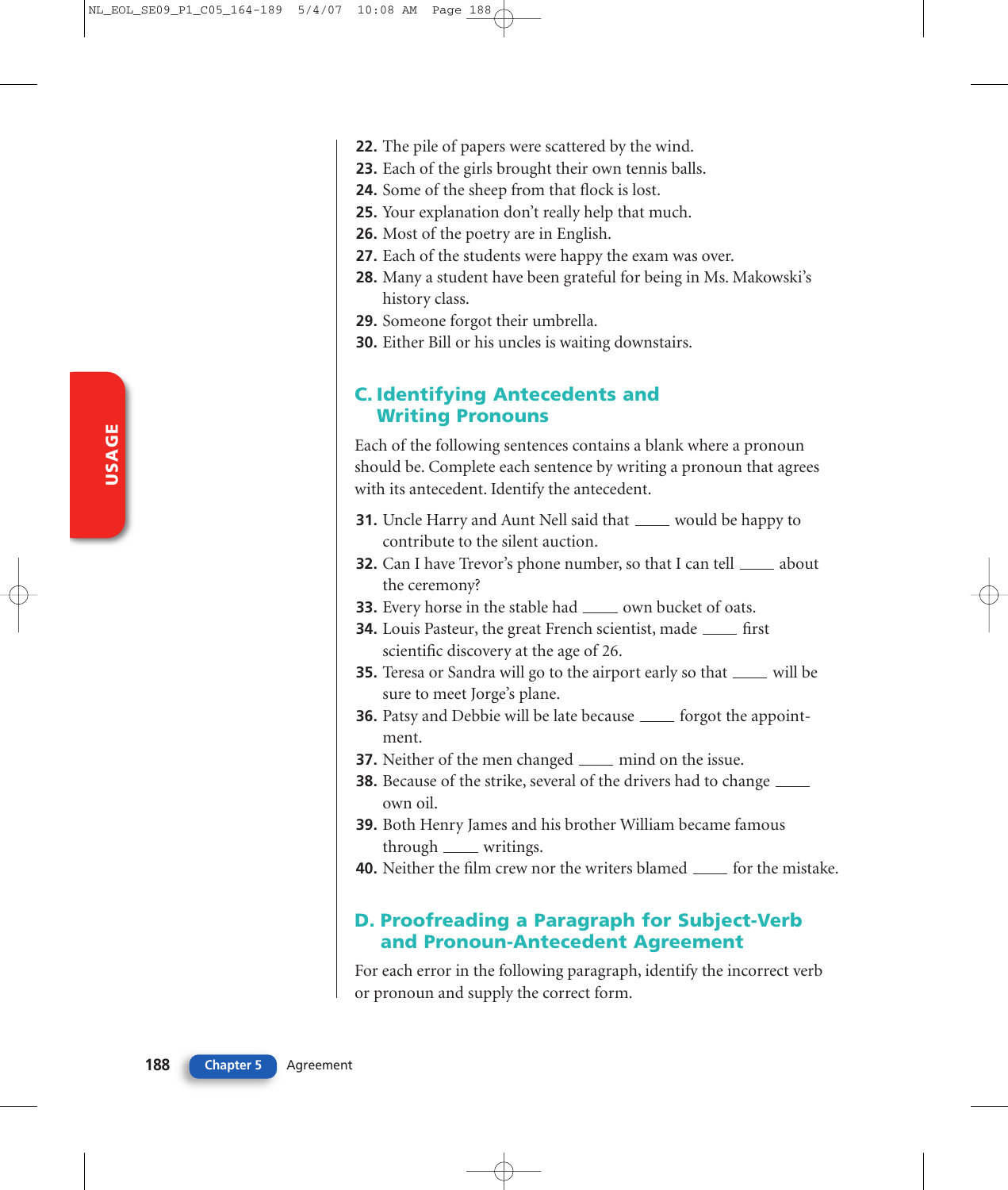22. The pile of papers were scattered by the wind.
23. Each of the girls brought their own tennis balls.
24. Some of the sheep from that flock is lost.
25. Your explanation don't really help that much.
26. Most of the poetry are in English.
27. Each of the students were happy the exam was over.
28. Many a student have been grateful for being in Ms. Makowski's history class.
29. Someone forgot their umbrella.
30. Either Bill or his uncles is waiting downstairs.

## C. Identifying Antecedents and Writing Pronouns

Each of the following sentences contains a blank where a pronoun should be. Complete each sentence by writing a pronoun that agrees with its antecedent. Identify the antecedent.

31. Uncle Harry and Aunt Nell said that ____ would be happy to contribute to the silent auction.
32. Can I have Trevor's phone number, so that I can tell ____ about the ceremony?
33. Every horse in the stable had ____ own bucket of oats.
34. Louis Pasteur, the great French scientist, made ____ first scientific discovery at the age of 26.
35. Teresa or Sandra will go to the airport early so that ____ will be sure to meet Jorge's plane.
36. Patsy and Debbie will be late because ____ forgot the appointment.
37. Neither of the men changed ____ mind on the issue.
38. Because of the strike, several of the drivers had to change ____ own oil.
39. Both Henry James and his brother William became famous through ____ writings.
40. Neither the film crew nor the writers blamed ____ for the mistake.

## D. Proofreading a Paragraph for Subject-Verb and Pronoun-Antecedent Agreement

For each error in the following paragraph, identify the incorrect verb or pronoun and supply the correct form.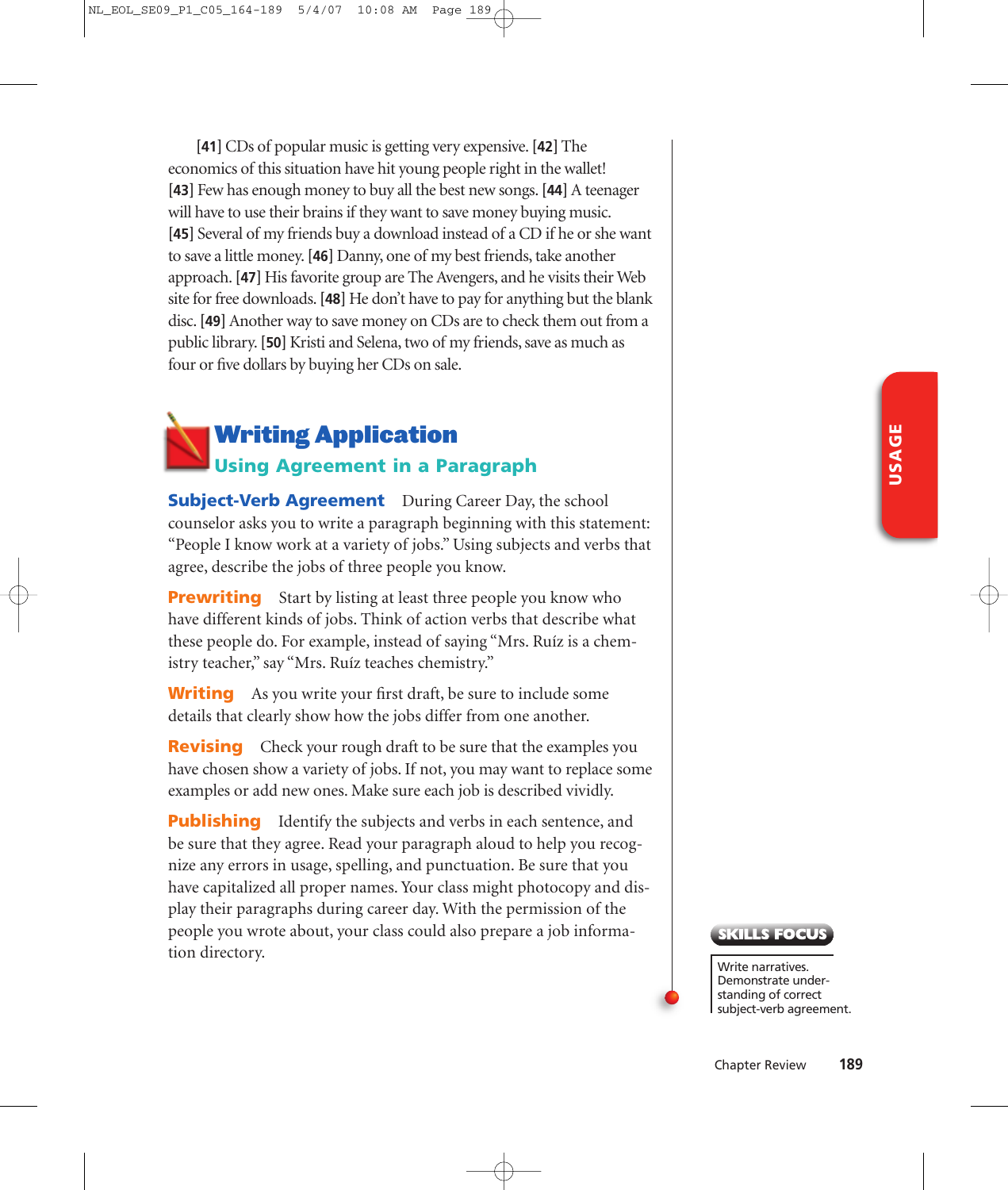[41] CDs of popular music is getting very expensive. [42] The economics of this situation have hit young people right in the wallet! [43] Few has enough money to buy all the best new songs. [44] A teenager will have to use their brains if they want to save money buying music. [45] Several of my friends buy a download instead of a CD if he or she want to save a little money. [46] Danny, one of my best friends, take another approach. [47] His favorite group are The Avengers, and he visits their Web site for free downloads. [48] He don't have to pay for anything but the blank disc. [49] Another way to save money on CDs are to check them out from a public library. [50] Kristi and Selena, two of my friends, save as much as four or five dollars by buying her CDs on sale.

## Writing Application

### Using Agreement in a Paragraph

**Subject-Verb Agreement** During Career Day, the school counselor asks you to write a paragraph beginning with this statement: "People I know work at a variety of jobs." Using subjects and verbs that agree, describe the jobs of three people you know.

**Prewriting** Start by listing at least three people you know who have different kinds of jobs. Think of action verbs that describe what these people do. For example, instead of saying "Mrs. Ruíz is a chemistry teacher," say "Mrs. Ruíz teaches chemistry."

**Writing** As you write your first draft, be sure to include some details that clearly show how the jobs differ from one another.

**Revising** Check your rough draft to be sure that the examples you have chosen show a variety of jobs. If not, you may want to replace some examples or add new ones. Make sure each job is described vividly.

**Publishing** Identify the subjects and verbs in each sentence, and be sure that they agree. Read your paragraph aloud to help you recognize any errors in usage, spelling, and punctuation. Be sure that you have capitalized all proper names. Your class might photocopy and display their paragraphs during career day. With the permission of the people you wrote about, your class could also prepare a job information directory.

**SKILLS FOCUS**

Write narratives. Demonstrate understanding of correct subject-verb agreement.